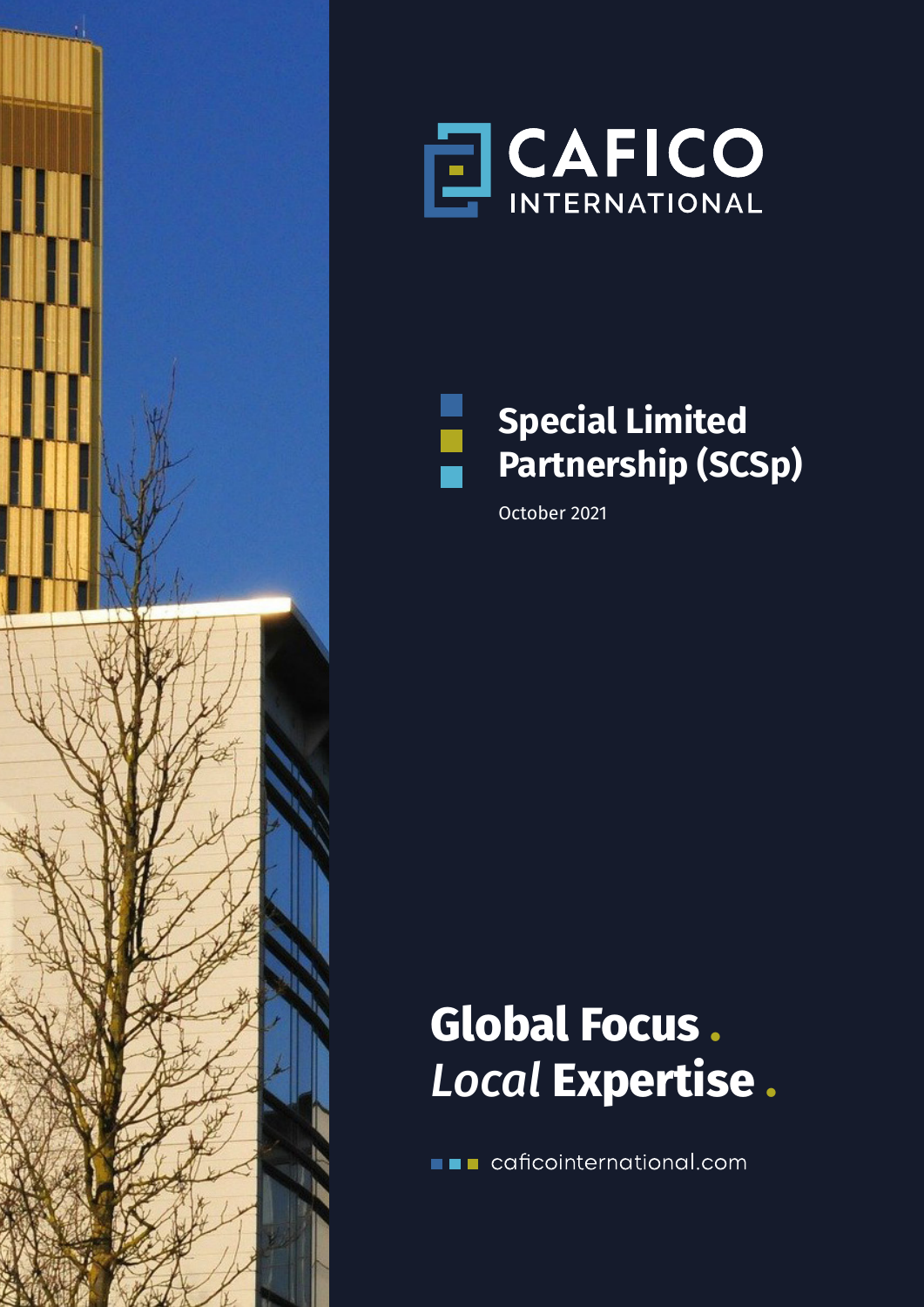CAFICO INTERNATIONAL

# Special Limited Partnership (SCSp)

October 2021

**Global Focus .**
***Local* Expertise .**

caficointernational.com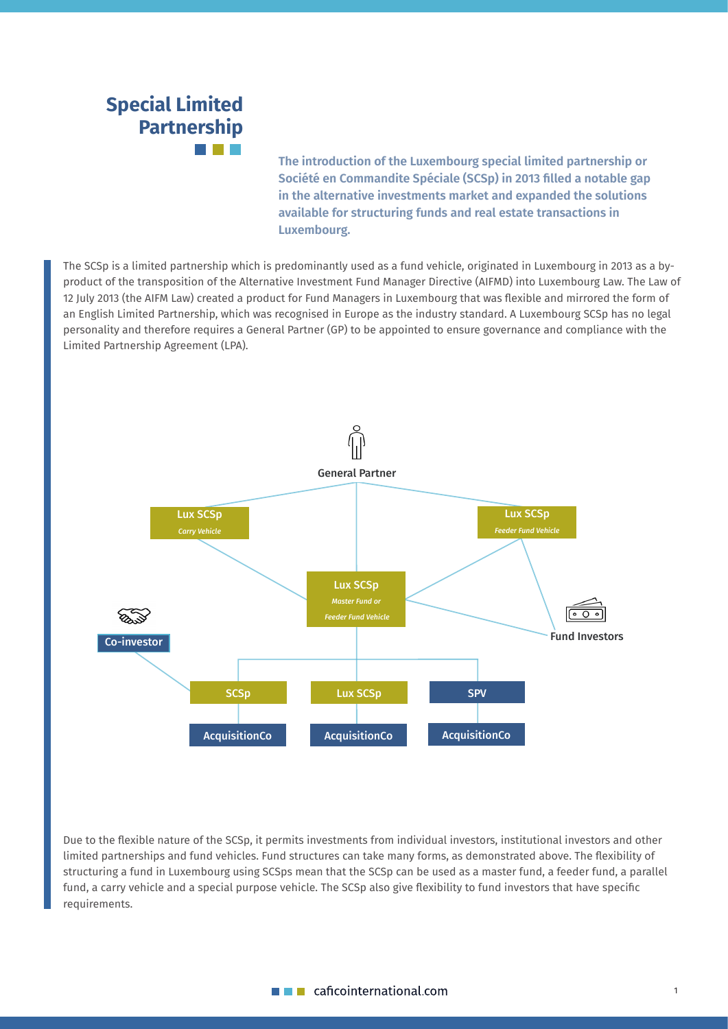# Special Limited Partnership

**The introduction of the Luxembourg special limited partnership or Société en Commandite Spéciale (SCSp) in 2013 filled a notable gap in the alternative investments market and expanded the solutions available for structuring funds and real estate transactions in Luxembourg.**

The SCSp is a limited partnership which is predominantly used as a fund vehicle, originated in Luxembourg in 2013 as a by-product of the transposition of the Alternative Investment Fund Manager Directive (AIFMD) into Luxembourg Law. The Law of 12 July 2013 (the AIFM Law) created a product for Fund Managers in Luxembourg that was flexible and mirrored the form of an English Limited Partnership, which was recognised in Europe as the industry standard. A Luxembourg SCSp has no legal personality and therefore requires a General Partner (GP) to be appointed to ensure governance and compliance with the Limited Partnership Agreement (LPA).

General Partner

Lux SCSp *Carry Vehicle*

Lux SCSp *Feeder Fund Vehicle*

Lux SCSp *Master Fund or Feeder Fund Vehicle*

Co-investor

Fund Investors

SCSp — AcquisitionCo

Lux SCSp — AcquisitionCo

SPV — AcquisitionCo

Due to the flexible nature of the SCSp, it permits investments from individual investors, institutional investors and other limited partnerships and fund vehicles. Fund structures can take many forms, as demonstrated above. The flexibility of structuring a fund in Luxembourg using SCSps mean that the SCSp can be used as a master fund, a feeder fund, a parallel fund, a carry vehicle and a special purpose vehicle. The SCSp also give flexibility to fund investors that have specific requirements.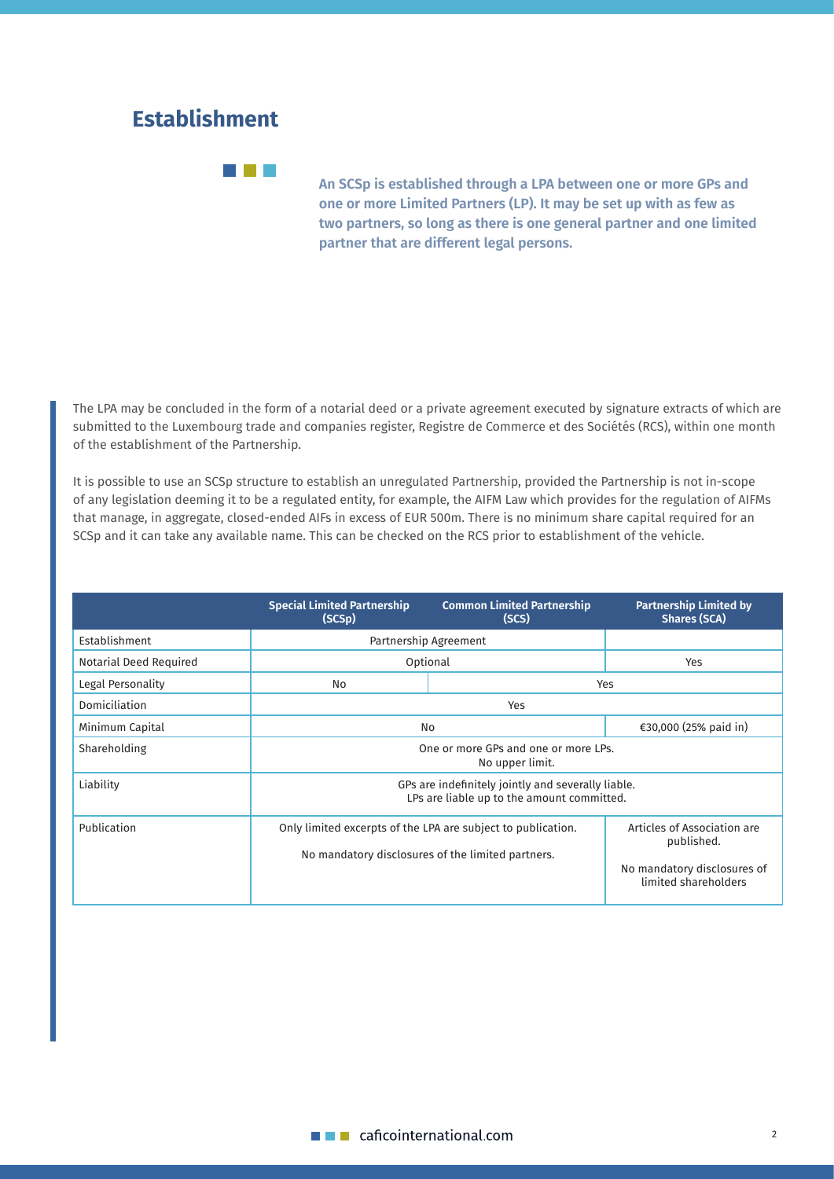# Establishment

**An SCSp is established through a LPA between one or more GPs and one or more Limited Partners (LP). It may be set up with as few as two partners, so long as there is one general partner and one limited partner that are different legal persons.**

The LPA may be concluded in the form of a notarial deed or a private agreement executed by signature extracts of which are submitted to the Luxembourg trade and companies register, Registre de Commerce et des Sociétés (RCS), within one month of the establishment of the Partnership.

It is possible to use an SCSp structure to establish an unregulated Partnership, provided the Partnership is not in-scope of any legislation deeming it to be a regulated entity, for example, the AIFM Law which provides for the regulation of AIFMs that manage, in aggregate, closed-ended AIFs in excess of EUR 500m. There is no minimum share capital required for an SCSp and it can take any available name. This can be checked on the RCS prior to establishment of the vehicle.

| | Special Limited Partnership (SCSp) | Common Limited Partnership (SCS) | Partnership Limited by Shares (SCA) |
|---|---|---|---|
| Establishment | Partnership Agreement | | |
| Notarial Deed Required | Optional | | Yes |
| Legal Personality | No | Yes | |
| Domiciliation | Yes | | |
| Minimum Capital | No | | €30,000 (25% paid in) |
| Shareholding | One or more GPs and one or more LPs. No upper limit. | | |
| Liability | GPs are indefinitely jointly and severally liable. LPs are liable up to the amount committed. | | |
| Publication | Only limited excerpts of the LPA are subject to publication. No mandatory disclosures of the limited partners. | | Articles of Association are published. No mandatory disclosures of limited shareholders |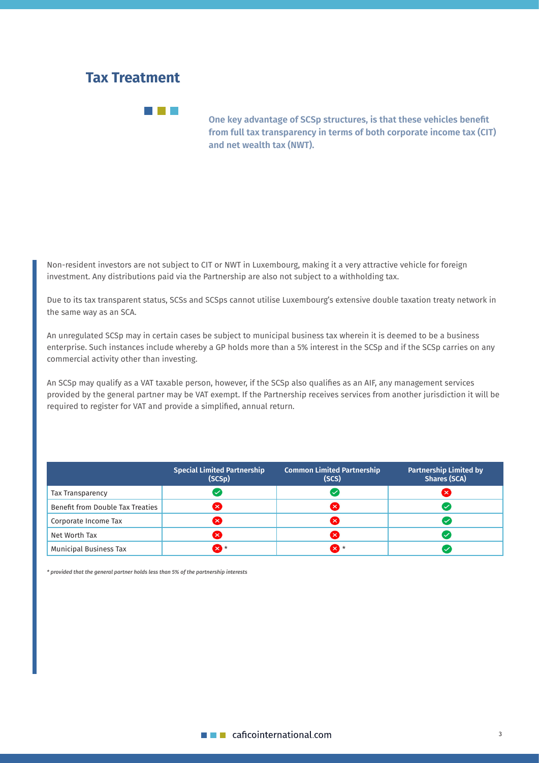## Tax Treatment

**One key advantage of SCSp structures, is that these vehicles benefit from full tax transparency in terms of both corporate income tax (CIT) and net wealth tax (NWT).**

Non-resident investors are not subject to CIT or NWT in Luxembourg, making it a very attractive vehicle for foreign investment. Any distributions paid via the Partnership are also not subject to a withholding tax.

Due to its tax transparent status, SCSs and SCSps cannot utilise Luxembourg's extensive double taxation treaty network in the same way as an SCA.

An unregulated SCSp may in certain cases be subject to municipal business tax wherein it is deemed to be a business enterprise. Such instances include whereby a GP holds more than a 5% interest in the SCSp and if the SCSp carries on any commercial activity other than investing.

An SCSp may qualify as a VAT taxable person, however, if the SCSp also qualifies as an AIF, any management services provided by the general partner may be VAT exempt. If the Partnership receives services from another jurisdiction it will be required to register for VAT and provide a simplified, annual return.

| | Special Limited Partnership (SCSp) | Common Limited Partnership (SCS) | Partnership Limited by Shares (SCA) |
|---|---|---|---|
| Tax Transparency | ✔ | ✔ | ✘ |
| Benefit from Double Tax Treaties | ✘ | ✘ | ✔ |
| Corporate Income Tax | ✘ | ✘ | ✔ |
| Net Worth Tax | ✘ | ✘ | ✔ |
| Municipal Business Tax | ✘ * | ✘ * | ✔ |

*\* provided that the general partner holds less than 5% of the partnership interests*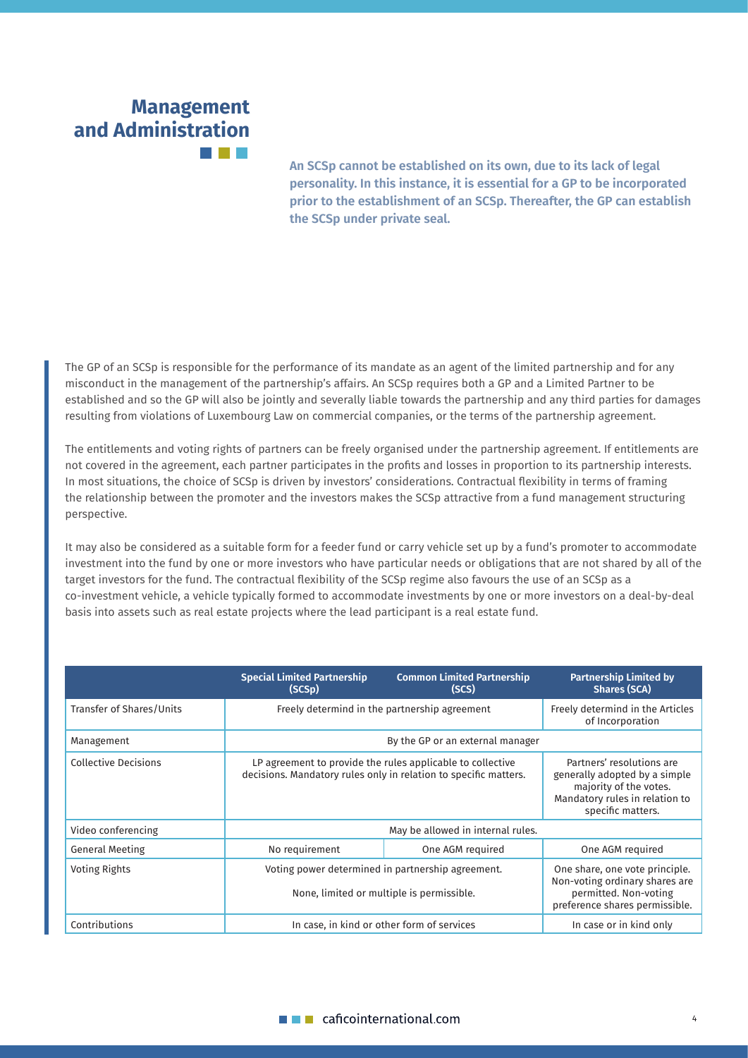## Management and Administration

**An SCSp cannot be established on its own, due to its lack of legal personality. In this instance, it is essential for a GP to be incorporated prior to the establishment of an SCSp. Thereafter, the GP can establish the SCSp under private seal.**

The GP of an SCSp is responsible for the performance of its mandate as an agent of the limited partnership and for any misconduct in the management of the partnership's affairs. An SCSp requires both a GP and a Limited Partner to be established and so the GP will also be jointly and severally liable towards the partnership and any third parties for damages resulting from violations of Luxembourg Law on commercial companies, or the terms of the partnership agreement.

The entitlements and voting rights of partners can be freely organised under the partnership agreement. If entitlements are not covered in the agreement, each partner participates in the profits and losses in proportion to its partnership interests. In most situations, the choice of SCSp is driven by investors' considerations. Contractual flexibility in terms of framing the relationship between the promoter and the investors makes the SCSp attractive from a fund management structuring perspective.

It may also be considered as a suitable form for a feeder fund or carry vehicle set up by a fund's promoter to accommodate investment into the fund by one or more investors who have particular needs or obligations that are not shared by all of the target investors for the fund. The contractual flexibility of the SCSp regime also favours the use of an SCSp as a co-investment vehicle, a vehicle typically formed to accommodate investments by one or more investors on a deal-by-deal basis into assets such as real estate projects where the lead participant is a real estate fund.

| | Special Limited Partnership (SCSp) | Common Limited Partnership (SCS) | Partnership Limited by Shares (SCA) |
|---|---|---|---|
| Transfer of Shares/Units | Freely determind in the partnership agreement | | Freely determind in the Articles of Incorporation |
| Management | By the GP or an external manager | | |
| Collective Decisions | LP agreement to provide the rules applicable to collective decisions. Mandatory rules only in relation to specific matters. | | Partners' resolutions are generally adopted by a simple majority of the votes. Mandatory rules in relation to specific matters. |
| Video conferencing | May be allowed in internal rules. | | |
| General Meeting | No requirement | One AGM required | One AGM required |
| Voting Rights | Voting power determined in partnership agreement. None, limited or multiple is permissible. | | One share, one vote principle. Non-voting ordinary shares are permitted. Non-voting preference shares permissible. |
| Contributions | In case, in kind or other form of services | | In case or in kind only |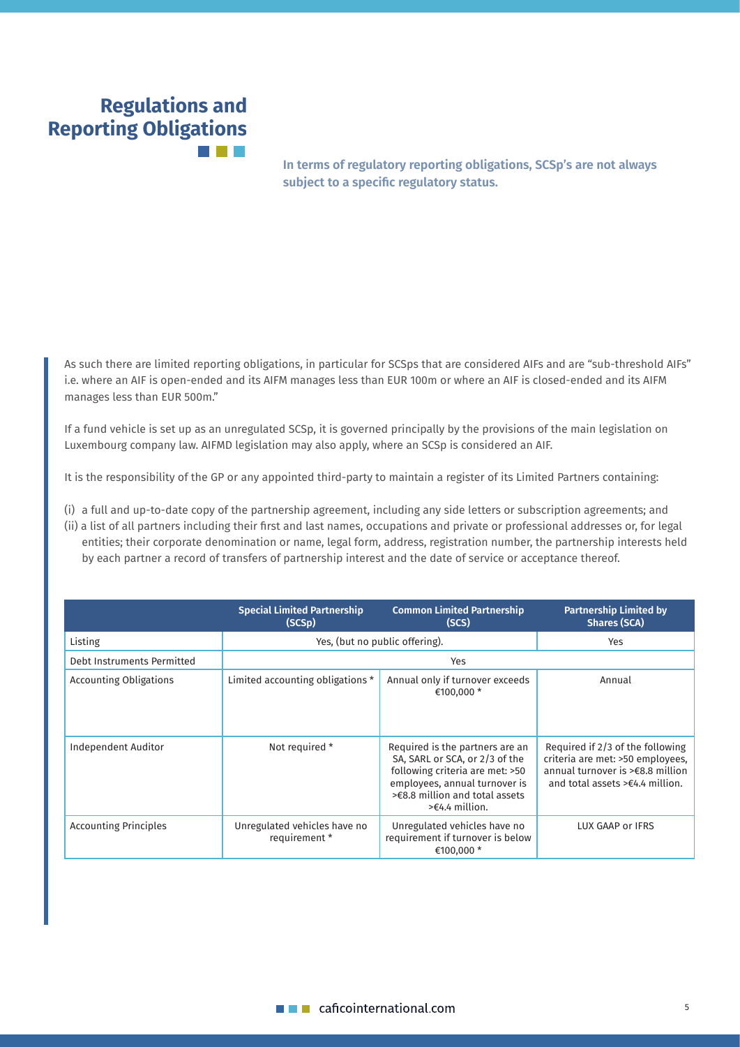## Regulations and Reporting Obligations

**In terms of regulatory reporting obligations, SCSp's are not always subject to a specific regulatory status.**

As such there are limited reporting obligations, in particular for SCSps that are considered AIFs and are "sub-threshold AIFs" i.e. where an AIF is open-ended and its AIFM manages less than EUR 100m or where an AIF is closed-ended and its AIFM manages less than EUR 500m."

If a fund vehicle is set up as an unregulated SCSp, it is governed principally by the provisions of the main legislation on Luxembourg company law. AIFMD legislation may also apply, where an SCSp is considered an AIF.

It is the responsibility of the GP or any appointed third-party to maintain a register of its Limited Partners containing:

(i) a full and up-to-date copy of the partnership agreement, including any side letters or subscription agreements; and
(ii) a list of all partners including their first and last names, occupations and private or professional addresses or, for legal entities; their corporate denomination or name, legal form, address, registration number, the partnership interests held by each partner a record of transfers of partnership interest and the date of service or acceptance thereof.

| | Special Limited Partnership (SCSp) | Common Limited Partnership (SCS) | Partnership Limited by Shares (SCA) |
|---|---|---|---|
| Listing | Yes, (but no public offering). | | Yes |
| Debt Instruments Permitted | Yes | | |
| Accounting Obligations | Limited accounting obligations * | Annual only if turnover exceeds €100,000 * | Annual |
| Independent Auditor | Not required * | Required is the partners are an SA, SARL or SCA, or 2/3 of the following criteria are met: >50 employees, annual turnover is >€8.8 million and total assets >€4.4 million. | Required if 2/3 of the following criteria are met: >50 employees, annual turnover is >€8.8 million and total assets >€4.4 million. |
| Accounting Principles | Unregulated vehicles have no requirement * | Unregulated vehicles have no requirement if turnover is below €100,000 * | LUX GAAP or IFRS |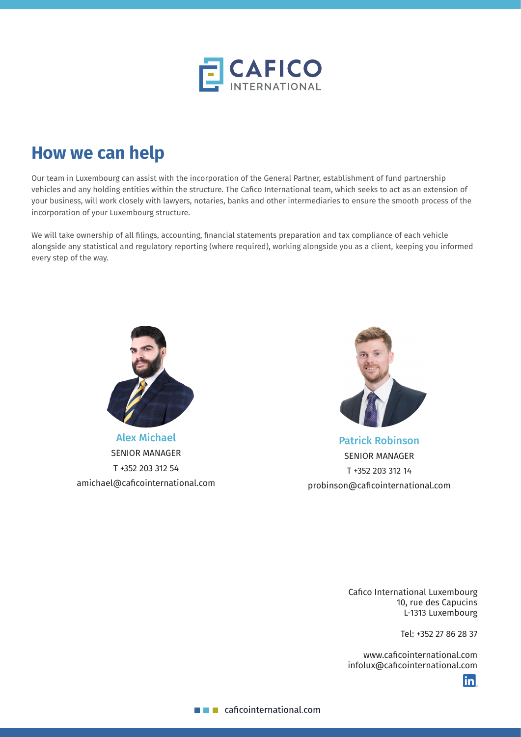# How we can help

Our team in Luxembourg can assist with the incorporation of the General Partner, establishment of fund partnership vehicles and any holding entities within the structure. The Cafico International team, which seeks to act as an extension of your business, will work closely with lawyers, notaries, banks and other intermediaries to ensure the smooth process of the incorporation of your Luxembourg structure.

We will take ownership of all filings, accounting, financial statements preparation and tax compliance of each vehicle alongside any statistical and regulatory reporting (where required), working alongside you as a client, keeping you informed every step of the way.

**Alex Michael**
SENIOR MANAGER
T +352 203 312 54
amichael@caficointernational.com

**Patrick Robinson**
SENIOR MANAGER
T +352 203 312 14
probinson@caficointernational.com

Cafico International Luxembourg
10, rue des Capucins
L-1313 Luxembourg

Tel: +352 27 86 28 37

www.caficointernational.com
infolux@caficointernational.com